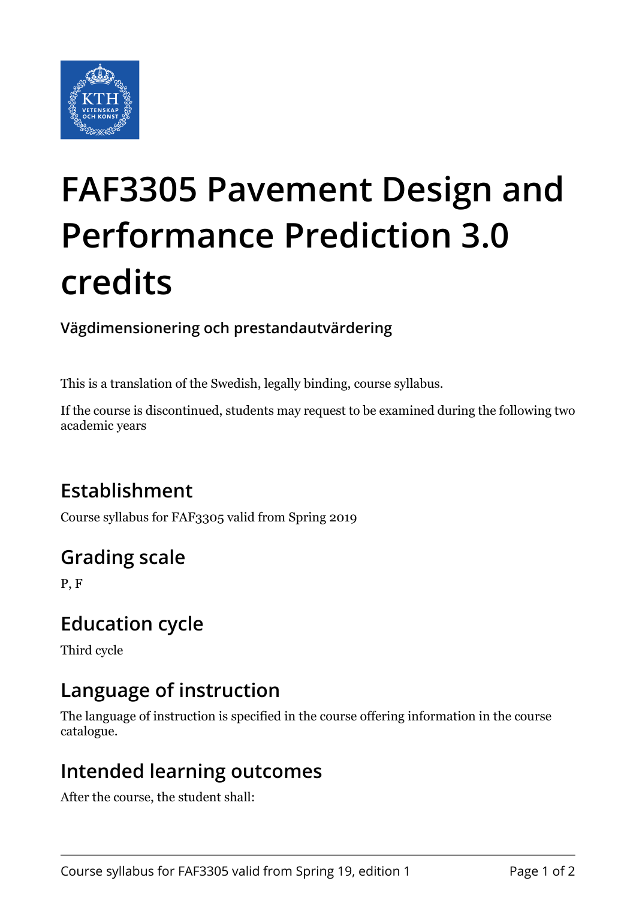# FAF3305 Pavement Design and Performance Prediction 3.0 credits

**Vägdimensionering och prestandautvärdering**

This is a translation of the Swedish, legally binding, course syllabus.

If the course is discontinued, students may request to be examined during the following two academic years

## Establishment

Course syllabus for FAF3305 valid from Spring 2019

## Grading scale

P, F

## Education cycle

Third cycle

## Language of instruction

The language of instruction is specified in the course offering information in the course catalogue.

## Intended learning outcomes

After the course, the student shall: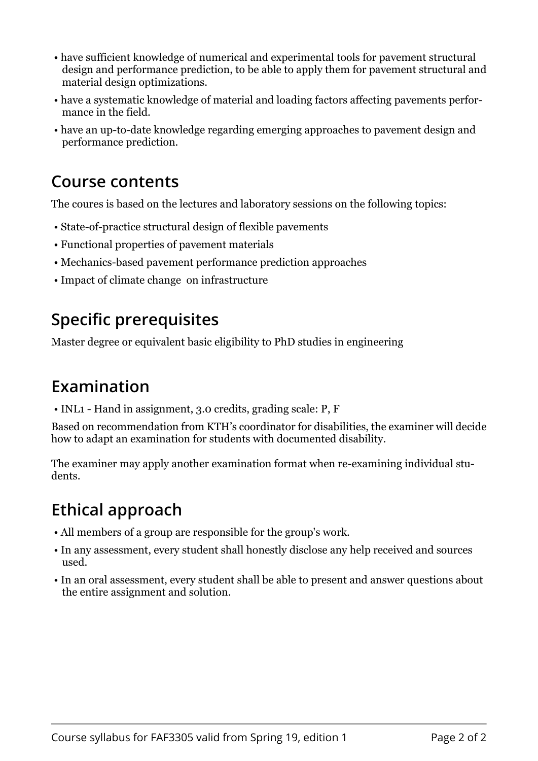- have sufficient knowledge of numerical and experimental tools for pavement structural design and performance prediction, to be able to apply them for pavement structural and material design optimizations.
- have a systematic knowledge of material and loading factors affecting pavements performance in the field.
- have an up-to-date knowledge regarding emerging approaches to pavement design and performance prediction.

## Course contents

The coures is based on the lectures and laboratory sessions on the following topics:

- State-of-practice structural design of flexible pavements
- Functional properties of pavement materials
- Mechanics-based pavement performance prediction approaches
- Impact of climate change on infrastructure

## Specific prerequisites

Master degree or equivalent basic eligibility to PhD studies in engineering

## Examination

- INL1 - Hand in assignment, 3.0 credits, grading scale: P, F

Based on recommendation from KTH's coordinator for disabilities, the examiner will decide how to adapt an examination for students with documented disability.

The examiner may apply another examination format when re-examining individual students.

## Ethical approach

- All members of a group are responsible for the group's work.
- In any assessment, every student shall honestly disclose any help received and sources used.
- In an oral assessment, every student shall be able to present and answer questions about the entire assignment and solution.